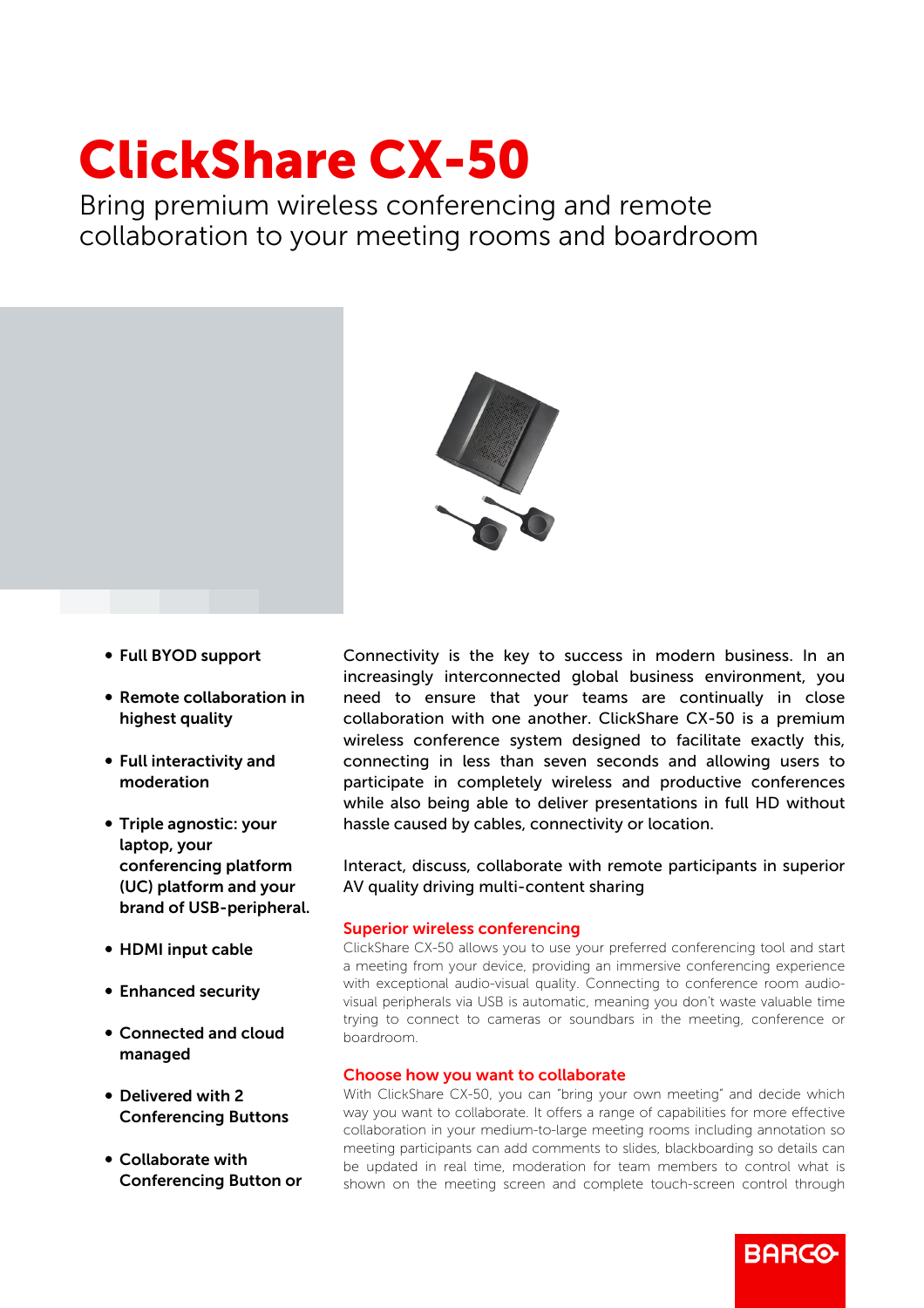# ClickShare CX-50

Bring premium wireless conferencing and remote collaboration to your meeting rooms and boardroom

- **Full BYOD support**
- **Remote collaboration in highest quality**
- **Full interactivity and moderation**
- **Triple agnostic: your laptop, your conferencing platform (UC) platform and your brand of USB-peripheral.**
- **HDMI input cable**
- **Enhanced security**
- **Connected and cloud managed**
- **Delivered with 2 Conferencing Buttons**
- **Collaborate with Conferencing Button or**

Connectivity is the key to success in modern business. In an increasingly interconnected global business environment, you need to ensure that your teams are continually in close collaboration with one another. ClickShare CX-50 is a premium wireless conference system designed to facilitate exactly this, connecting in less than seven seconds and allowing users to participate in completely wireless and productive conferences while also being able to deliver presentations in full HD without hassle caused by cables, connectivity or location.

Interact, discuss, collaborate with remote participants in superior AV quality driving multi-content sharing

## Superior wireless conferencing

ClickShare CX-50 allows you to use your preferred conferencing tool and start a meeting from your device, providing an immersive conferencing experience with exceptional audio-visual quality. Connecting to conference room audio-visual peripherals via USB is automatic, meaning you don't waste valuable time trying to connect to cameras or soundbars in the meeting, conference or boardroom.

## Choose how you want to collaborate

With ClickShare CX-50, you can "bring your own meeting" and decide which way you want to collaborate. It offers a range of capabilities for more effective collaboration in your medium-to-large meeting rooms including annotation so meeting participants can add comments to slides, blackboarding so details can be updated in real time, moderation for team members to control what is shown on the meeting screen and complete touch-screen control through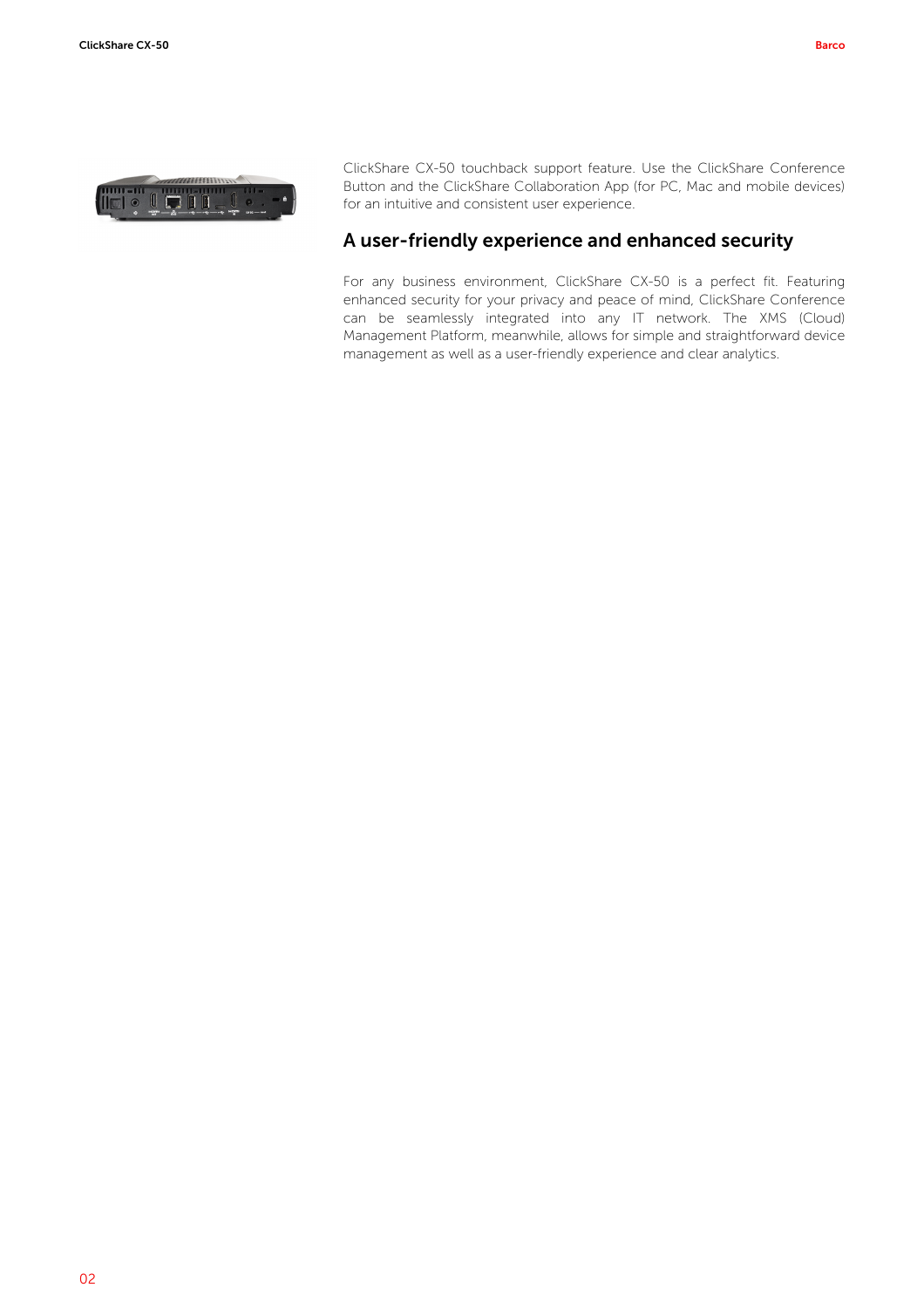ClickShare CX-50 touchback support feature. Use the ClickShare Conference Button and the ClickShare Collaboration App (for PC, Mac and mobile devices) for an intuitive and consistent user experience.

## A user-friendly experience and enhanced security

For any business environment, ClickShare CX-50 is a perfect fit. Featuring enhanced security for your privacy and peace of mind, ClickShare Conference can be seamlessly integrated into any IT network. The XMS (Cloud) Management Platform, meanwhile, allows for simple and straightforward device management as well as a user-friendly experience and clear analytics.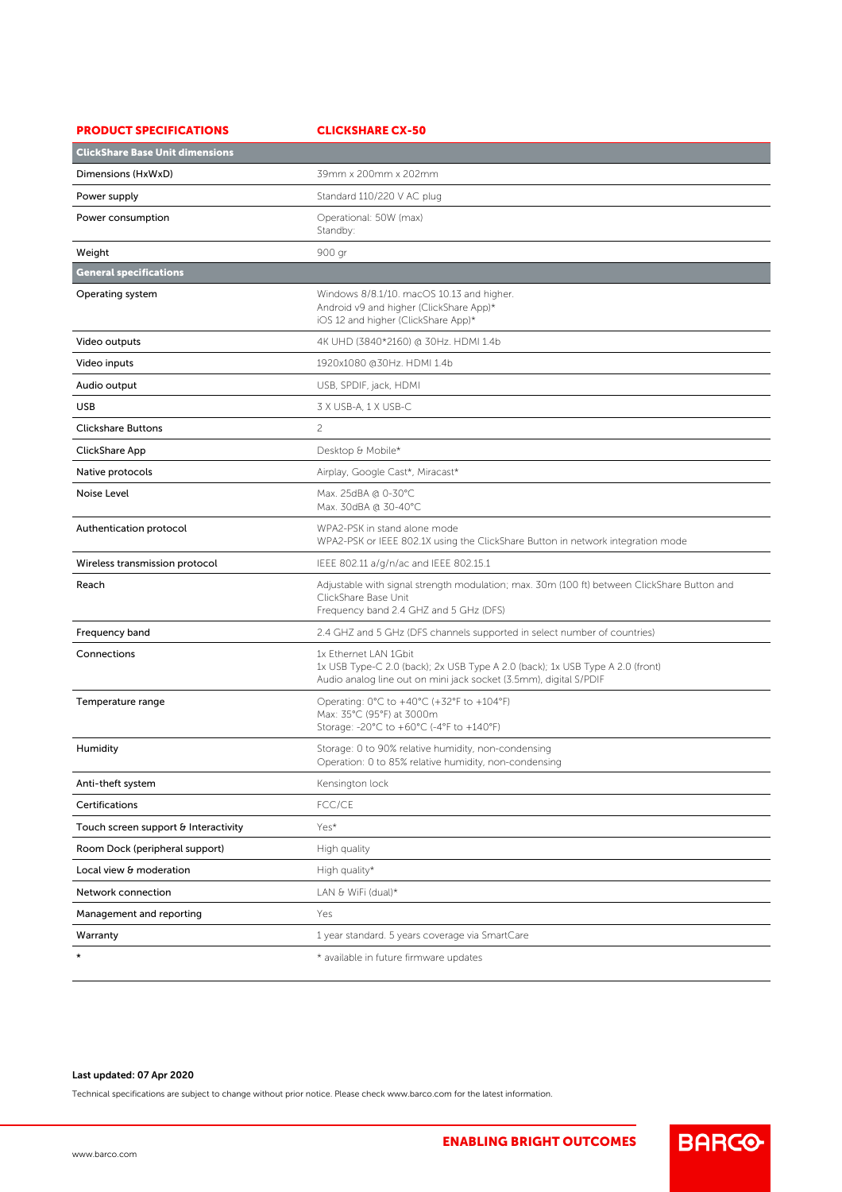| PRODUCT SPECIFICATIONS | CLICKSHARE CX-50 |
|---|---|
| **ClickShare Base Unit dimensions** | |
| Dimensions (HxWxD) | 39mm x 200mm x 202mm |
| Power supply | Standard 110/220 V AC plug |
| Power consumption | Operational: 50W (max)<br>Standby: |
| Weight | 900 gr |
| **General specifications** | |
| Operating system | Windows 8/8.1/10. macOS 10.13 and higher.<br>Android v9 and higher (ClickShare App)*<br>iOS 12 and higher (ClickShare App)* |
| Video outputs | 4K UHD (3840*2160) @ 30Hz. HDMI 1.4b |
| Video inputs | 1920x1080 @30Hz. HDMI 1.4b |
| Audio output | USB, SPDIF, jack, HDMI |
| USB | 3 X USB-A, 1 X USB-C |
| Clickshare Buttons | 2 |
| ClickShare App | Desktop & Mobile* |
| Native protocols | Airplay, Google Cast*, Miracast* |
| Noise Level | Max. 25dBA @ 0-30°C<br>Max. 30dBA @ 30-40°C |
| Authentication protocol | WPA2-PSK in stand alone mode<br>WPA2-PSK or IEEE 802.1X using the ClickShare Button in network integration mode |
| Wireless transmission protocol | IEEE 802.11 a/g/n/ac and IEEE 802.15.1 |
| Reach | Adjustable with signal strength modulation; max. 30m (100 ft) between ClickShare Button and ClickShare Base Unit<br>Frequency band 2.4 GHZ and 5 GHz (DFS) |
| Frequency band | 2.4 GHZ and 5 GHz (DFS channels supported in select number of countries) |
| Connections | 1x Ethernet LAN 1Gbit<br>1x USB Type-C 2.0 (back); 2x USB Type A 2.0 (back); 1x USB Type A 2.0 (front)<br>Audio analog line out on mini jack socket (3.5mm), digital S/PDIF |
| Temperature range | Operating: 0°C to +40°C (+32°F to +104°F)<br>Max: 35°C (95°F) at 3000m<br>Storage: -20°C to +60°C (-4°F to +140°F) |
| Humidity | Storage: 0 to 90% relative humidity, non-condensing<br>Operation: 0 to 85% relative humidity, non-condensing |
| Anti-theft system | Kensington lock |
| Certifications | FCC/CE |
| Touch screen support & Interactivity | Yes* |
| Room Dock (peripheral support) | High quality |
| Local view & moderation | High quality* |
| Network connection | LAN & WiFi (dual)* |
| Management and reporting | Yes |
| Warranty | 1 year standard. 5 years coverage via SmartCare |
| * | * available in future firmware updates |

**Last updated: 07 Apr 2020**

Technical specifications are subject to change without prior notice. Please check www.barco.com for the latest information.

ENABLING BRIGHT OUTCOMES

www.barco.com